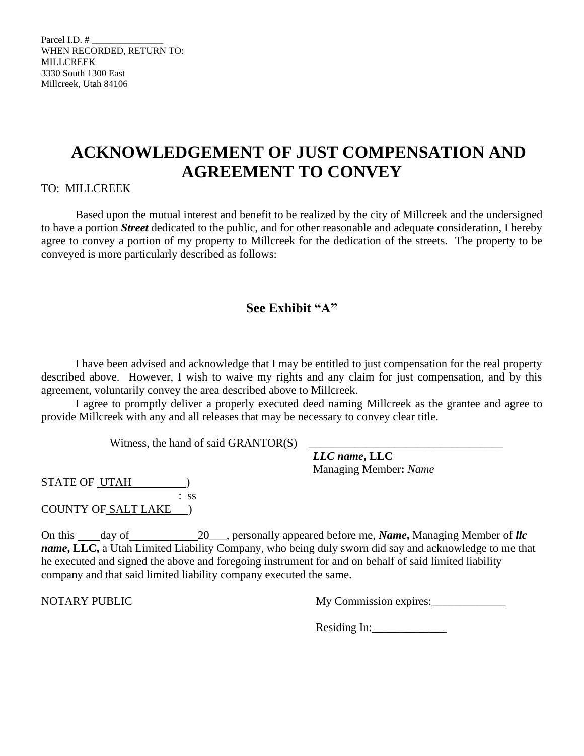Parcel I.D. # _______________
WHEN RECORDED, RETURN TO:
MILLCREEK
3330 South 1300 East
Millcreek, Utah 84106

# ACKNOWLEDGEMENT OF JUST COMPENSATION AND AGREEMENT TO CONVEY

TO: MILLCREEK

Based upon the mutual interest and benefit to be realized by the city of Millcreek and the undersigned to have a portion ***Street*** dedicated to the public, and for other reasonable and adequate consideration, I hereby agree to convey a portion of my property to Millcreek for the dedication of the streets. The property to be conveyed is more particularly described as follows:

**See Exhibit "A"**

I have been advised and acknowledge that I may be entitled to just compensation for the real property described above. However, I wish to waive my rights and any claim for just compensation, and by this agreement, voluntarily convey the area described above to Millcreek.

I agree to promptly deliver a properly executed deed naming Millcreek as the grantee and agree to provide Millcreek with any and all releases that may be necessary to convey clear title.

Witness, the hand of said GRANTOR(S) ___________________________________

***LLC name*, LLC**
Managing Member**:** *Name*

STATE OF UTAH )
: ss
COUNTY OF SALT LAKE )

On this ____day of____________20___, personally appeared before me, ***Name*,** Managing Member of ***llc name*, LLC,** a Utah Limited Liability Company, who being duly sworn did say and acknowledge to me that he executed and signed the above and foregoing instrument for and on behalf of said limited liability company and that said limited liability company executed the same.

NOTARY PUBLIC

My Commission expires:_____________

Residing In:_____________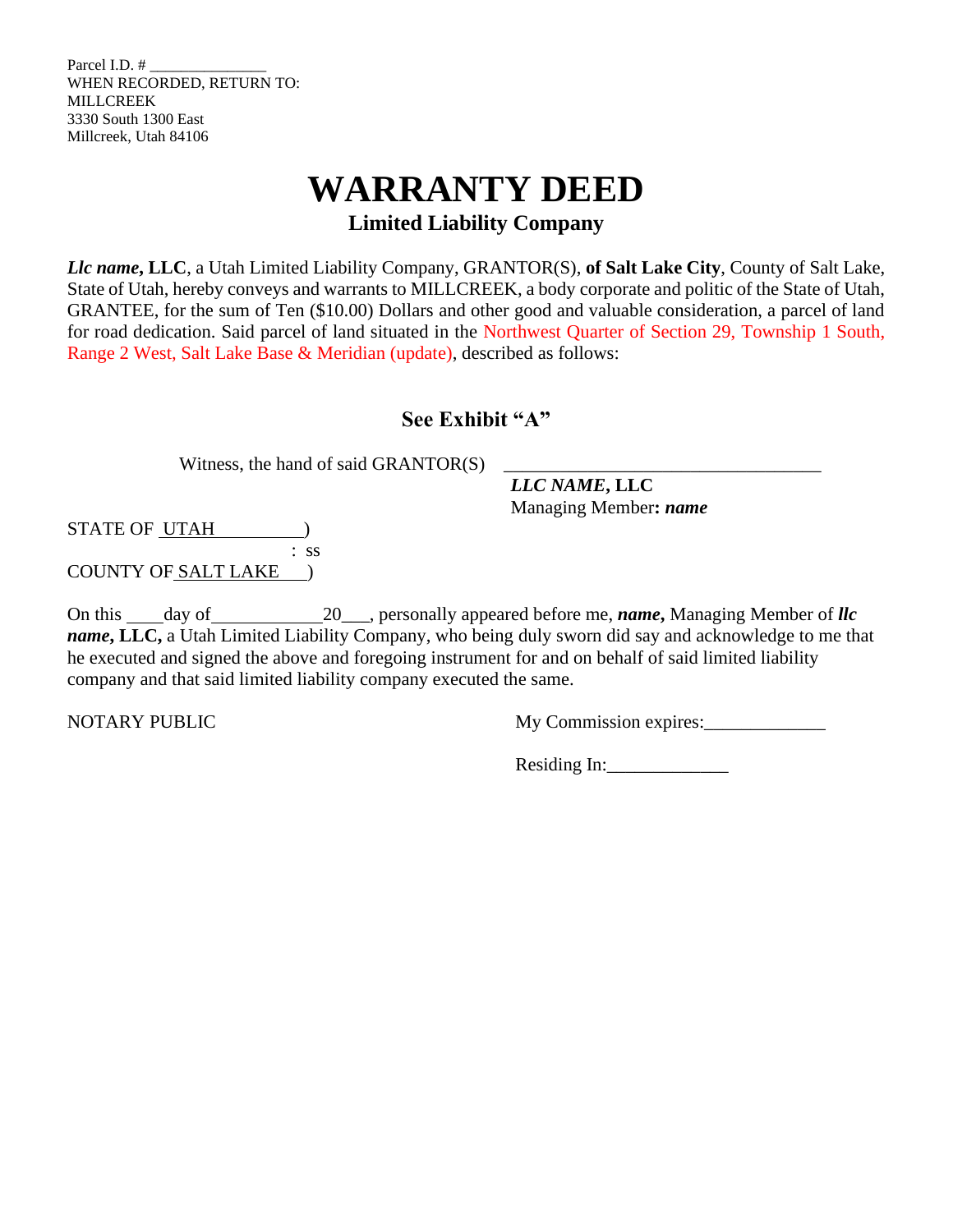Parcel I.D. # _______________
WHEN RECORDED, RETURN TO:
MILLCREEK
3330 South 1300 East
Millcreek, Utah 84106

# WARRANTY DEED

## Limited Liability Company

***Llc name*, LLC**, a Utah Limited Liability Company, GRANTOR(S), **of Salt Lake City**, County of Salt Lake, State of Utah, hereby conveys and warrants to MILLCREEK, a body corporate and politic of the State of Utah, GRANTEE, for the sum of Ten ($10.00) Dollars and other good and valuable consideration, a parcel of land for road dedication. Said parcel of land situated in the Northwest Quarter of Section 29, Township 1 South, Range 2 West, Salt Lake Base & Meridian (update), described as follows:

**See Exhibit "A"**

Witness, the hand of said GRANTOR(S) ___________________________________

***LLC NAME*, LLC**
Managing Member**:** ***name***

STATE OF UTAH )
: ss
COUNTY OF SALT LAKE )

On this ____day of____________20___, personally appeared before me, ***name*,** Managing Member of ***llc name*, LLC,** a Utah Limited Liability Company, who being duly sworn did say and acknowledge to me that he executed and signed the above and foregoing instrument for and on behalf of said limited liability company and that said limited liability company executed the same.

NOTARY PUBLIC

My Commission expires:_____________

Residing In:_____________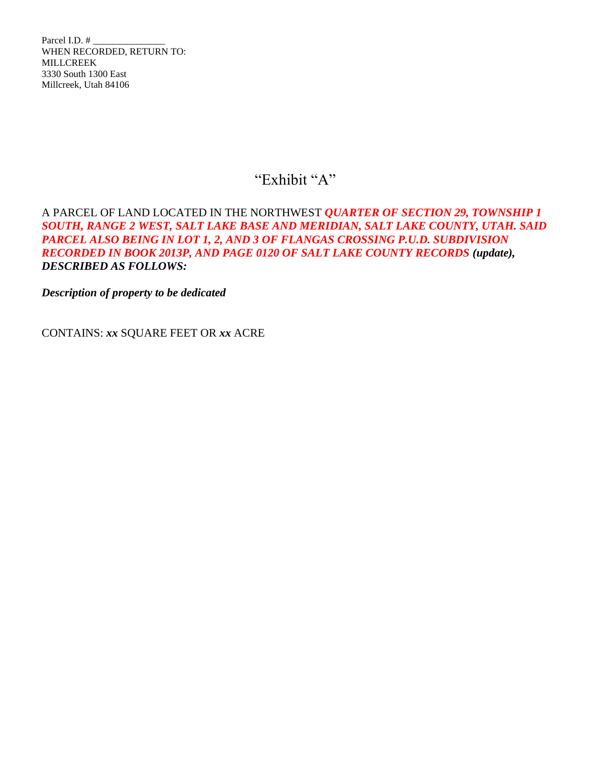Parcel I.D. # _______________
WHEN RECORDED, RETURN TO:
MILLCREEK
3330 South 1300 East
Millcreek, Utah 84106

# "Exhibit "A"

A PARCEL OF LAND LOCATED IN THE NORTHWEST ***QUARTER OF SECTION 29, TOWNSHIP 1 SOUTH, RANGE 2 WEST, SALT LAKE BASE AND MERIDIAN, SALT LAKE COUNTY, UTAH. SAID PARCEL ALSO BEING IN LOT 1, 2, AND 3 OF FLANGAS CROSSING P.U.D. SUBDIVISION RECORDED IN BOOK 2013P, AND PAGE 0120 OF SALT LAKE COUNTY RECORDS (update), DESCRIBED AS FOLLOWS:***

***Description of property to be dedicated***

CONTAINS: ***xx*** SQUARE FEET OR ***xx*** ACRE